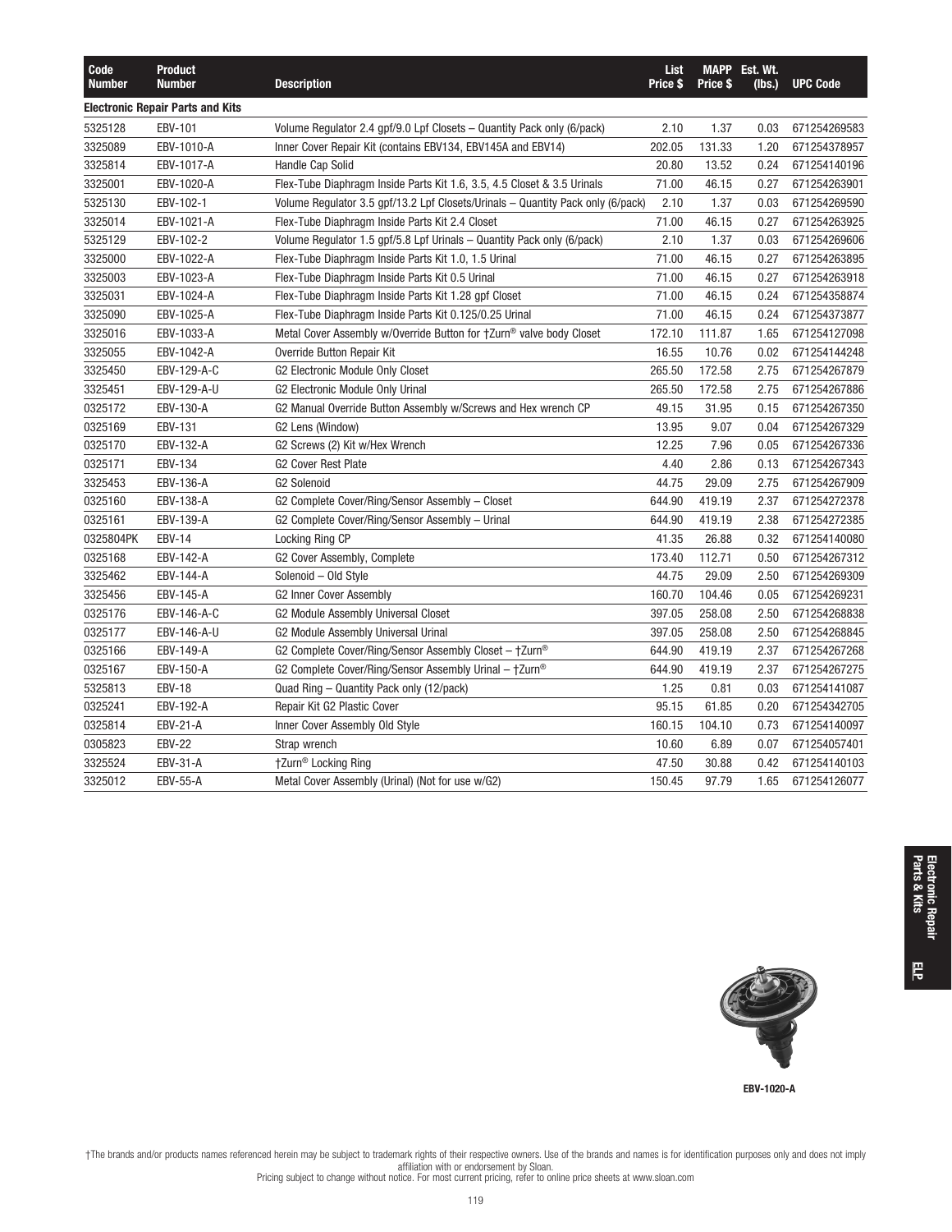| Code Number | Product Number | Description | List Price $ | MAPP Price $ | Est. Wt. (lbs.) | UPC Code |
|---|---|---|---|---|---|---|
| **Electronic Repair Parts and Kits** | | | | | | |
| 5325128 | EBV-101 | Volume Regulator 2.4 gpf/9.0 Lpf Closets – Quantity Pack only (6/pack) | 2.10 | 1.37 | 0.03 | 671254269583 |
| 3325089 | EBV-1010-A | Inner Cover Repair Kit (contains EBV134, EBV145A and EBV14) | 202.05 | 131.33 | 1.20 | 671254378957 |
| 3325814 | EBV-1017-A | Handle Cap Solid | 20.80 | 13.52 | 0.24 | 671254140196 |
| 3325001 | EBV-1020-A | Flex-Tube Diaphragm Inside Parts Kit 1.6, 3.5, 4.5 Closet & 3.5 Urinals | 71.00 | 46.15 | 0.27 | 671254263901 |
| 5325130 | EBV-102-1 | Volume Regulator 3.5 gpf/13.2 Lpf Closets/Urinals – Quantity Pack only (6/pack) | 2.10 | 1.37 | 0.03 | 671254269590 |
| 3325014 | EBV-1021-A | Flex-Tube Diaphragm Inside Parts Kit 2.4 Closet | 71.00 | 46.15 | 0.27 | 671254263925 |
| 5325129 | EBV-102-2 | Volume Regulator 1.5 gpf/5.8 Lpf Urinals – Quantity Pack only (6/pack) | 2.10 | 1.37 | 0.03 | 671254269606 |
| 3325000 | EBV-1022-A | Flex-Tube Diaphragm Inside Parts Kit 1.0, 1.5 Urinal | 71.00 | 46.15 | 0.27 | 671254263895 |
| 3325003 | EBV-1023-A | Flex-Tube Diaphragm Inside Parts Kit 0.5 Urinal | 71.00 | 46.15 | 0.27 | 671254263918 |
| 3325031 | EBV-1024-A | Flex-Tube Diaphragm Inside Parts Kit 1.28 gpf Closet | 71.00 | 46.15 | 0.24 | 671254358874 |
| 3325090 | EBV-1025-A | Flex-Tube Diaphragm Inside Parts Kit 0.125/0.25 Urinal | 71.00 | 46.15 | 0.24 | 671254373877 |
| 3325016 | EBV-1033-A | Metal Cover Assembly w/Override Button for †Zurn® valve body Closet | 172.10 | 111.87 | 1.65 | 671254127098 |
| 3325055 | EBV-1042-A | Override Button Repair Kit | 16.55 | 10.76 | 0.02 | 671254144248 |
| 3325450 | EBV-129-A-C | G2 Electronic Module Only Closet | 265.50 | 172.58 | 2.75 | 671254267879 |
| 3325451 | EBV-129-A-U | G2 Electronic Module Only Urinal | 265.50 | 172.58 | 2.75 | 671254267886 |
| 0325172 | EBV-130-A | G2 Manual Override Button Assembly w/Screws and Hex wrench CP | 49.15 | 31.95 | 0.15 | 671254267350 |
| 0325169 | EBV-131 | G2 Lens (Window) | 13.95 | 9.07 | 0.04 | 671254267329 |
| 0325170 | EBV-132-A | G2 Screws (2) Kit w/Hex Wrench | 12.25 | 7.96 | 0.05 | 671254267336 |
| 0325171 | EBV-134 | G2 Cover Rest Plate | 4.40 | 2.86 | 0.13 | 671254267343 |
| 3325453 | EBV-136-A | G2 Solenoid | 44.75 | 29.09 | 2.75 | 671254267909 |
| 0325160 | EBV-138-A | G2 Complete Cover/Ring/Sensor Assembly – Closet | 644.90 | 419.19 | 2.37 | 671254272378 |
| 0325161 | EBV-139-A | G2 Complete Cover/Ring/Sensor Assembly – Urinal | 644.90 | 419.19 | 2.38 | 671254272385 |
| 0325804PK | EBV-14 | Locking Ring CP | 41.35 | 26.88 | 0.32 | 671254140080 |
| 0325168 | EBV-142-A | G2 Cover Assembly, Complete | 173.40 | 112.71 | 0.50 | 671254267312 |
| 3325462 | EBV-144-A | Solenoid – Old Style | 44.75 | 29.09 | 2.50 | 671254269309 |
| 3325456 | EBV-145-A | G2 Inner Cover Assembly | 160.70 | 104.46 | 0.05 | 671254269231 |
| 0325176 | EBV-146-A-C | G2 Module Assembly Universal Closet | 397.05 | 258.08 | 2.50 | 671254268838 |
| 0325177 | EBV-146-A-U | G2 Module Assembly Universal Urinal | 397.05 | 258.08 | 2.50 | 671254268845 |
| 0325166 | EBV-149-A | G2 Complete Cover/Ring/Sensor Assembly Closet – †Zurn® | 644.90 | 419.19 | 2.37 | 671254267268 |
| 0325167 | EBV-150-A | G2 Complete Cover/Ring/Sensor Assembly Urinal – †Zurn® | 644.90 | 419.19 | 2.37 | 671254267275 |
| 5325813 | EBV-18 | Quad Ring – Quantity Pack only (12/pack) | 1.25 | 0.81 | 0.03 | 671254141087 |
| 0325241 | EBV-192-A | Repair Kit G2 Plastic Cover | 95.15 | 61.85 | 0.20 | 671254342705 |
| 0325814 | EBV-21-A | Inner Cover Assembly Old Style | 160.15 | 104.10 | 0.73 | 671254140097 |
| 0305823 | EBV-22 | Strap wrench | 10.60 | 6.89 | 0.07 | 671254057401 |
| 3325524 | EBV-31-A | †Zurn® Locking Ring | 47.50 | 30.88 | 0.42 | 671254140103 |
| 3325012 | EBV-55-A | Metal Cover Assembly (Urinal) (Not for use w/G2) | 150.45 | 97.79 | 1.65 | 671254126077 |

**Electronic Repair Parts & Kits**

**ELP**

EBV-1020-A

†The brands and/or products names referenced herein may be subject to trademark rights of their respective owners. Use of the brands and names is for identification purposes only and does not imply affiliation with or endorsement by Sloan.
Pricing subject to change without notice. For most current pricing, refer to online price sheets at www.sloan.com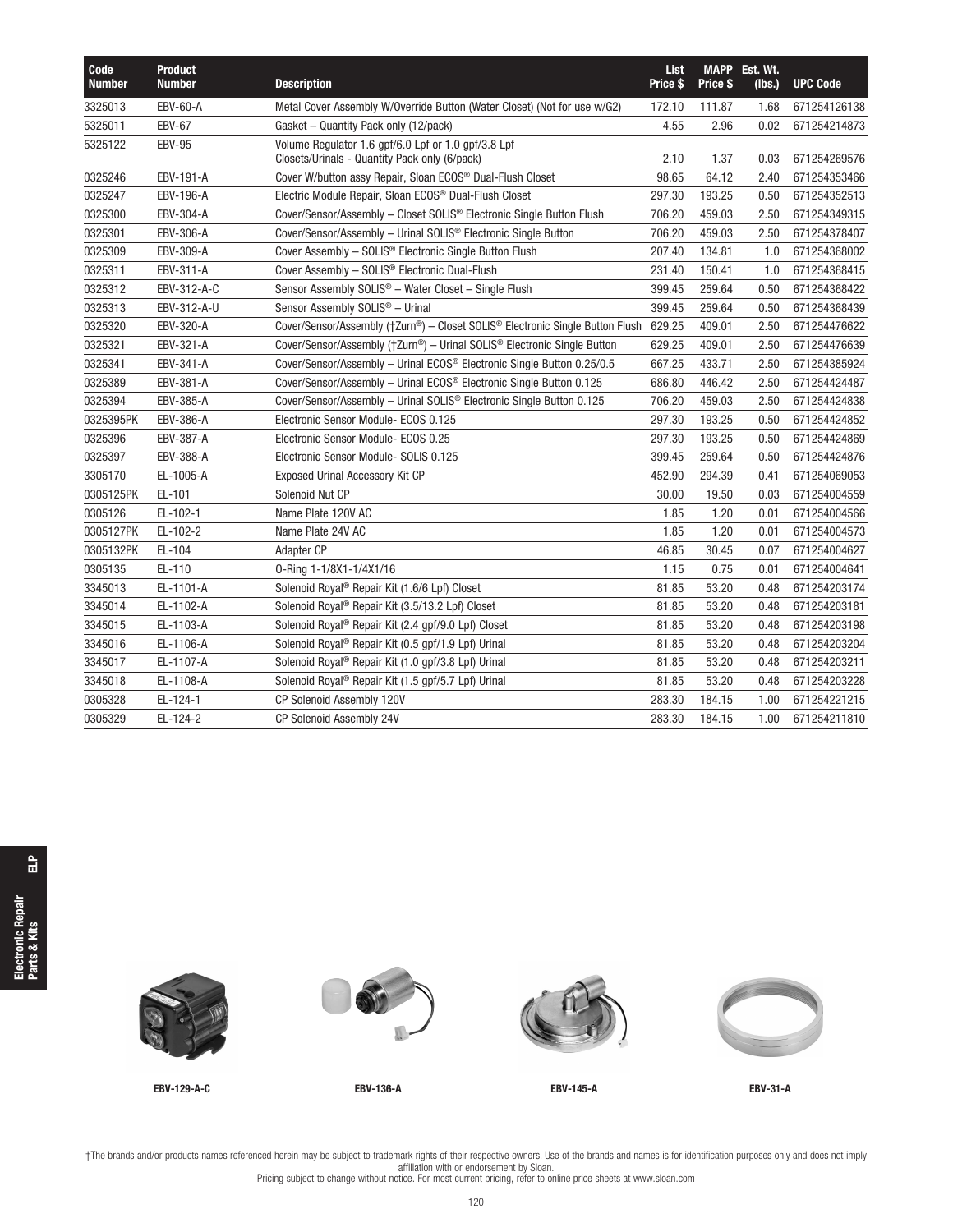| Code Number | Product Number | Description | List Price $ | MAPP Price $ | Est. Wt. (lbs.) | UPC Code |
|---|---|---|---|---|---|---|
| 3325013 | EBV-60-A | Metal Cover Assembly W/Override Button (Water Closet) (Not for use w/G2) | 172.10 | 111.87 | 1.68 | 671254126138 |
| 5325011 | EBV-67 | Gasket – Quantity Pack only (12/pack) | 4.55 | 2.96 | 0.02 | 671254214873 |
| 5325122 | EBV-95 | Volume Regulator 1.6 gpf/6.0 Lpf or 1.0 gpf/3.8 Lpf Closets/Urinals - Quantity Pack only (6/pack) | 2.10 | 1.37 | 0.03 | 671254269576 |
| 0325246 | EBV-191-A | Cover W/button assy Repair, Sloan ECOS® Dual-Flush Closet | 98.65 | 64.12 | 2.40 | 671254353466 |
| 0325247 | EBV-196-A | Electric Module Repair, Sloan ECOS® Dual-Flush Closet | 297.30 | 193.25 | 0.50 | 671254352513 |
| 0325300 | EBV-304-A | Cover/Sensor/Assembly – Closet SOLIS® Electronic Single Button Flush | 706.20 | 459.03 | 2.50 | 671254349315 |
| 0325301 | EBV-306-A | Cover/Sensor/Assembly – Urinal SOLIS® Electronic Single Button | 706.20 | 459.03 | 2.50 | 671254378407 |
| 0325309 | EBV-309-A | Cover Assembly – SOLIS® Electronic Single Button Flush | 207.40 | 134.81 | 1.0 | 671254368002 |
| 0325311 | EBV-311-A | Cover Assembly – SOLIS® Electronic Dual-Flush | 231.40 | 150.41 | 1.0 | 671254368415 |
| 0325312 | EBV-312-A-C | Sensor Assembly SOLIS® – Water Closet – Single Flush | 399.45 | 259.64 | 0.50 | 671254368422 |
| 0325313 | EBV-312-A-U | Sensor Assembly SOLIS® – Urinal | 399.45 | 259.64 | 0.50 | 671254368439 |
| 0325320 | EBV-320-A | Cover/Sensor/Assembly (†Zurn®) – Closet SOLIS® Electronic Single Button Flush | 629.25 | 409.01 | 2.50 | 671254476622 |
| 0325321 | EBV-321-A | Cover/Sensor/Assembly (†Zurn®) – Urinal SOLIS® Electronic Single Button | 629.25 | 409.01 | 2.50 | 671254476639 |
| 0325341 | EBV-341-A | Cover/Sensor/Assembly – Urinal ECOS® Electronic Single Button 0.25/0.5 | 667.25 | 433.71 | 2.50 | 671254385924 |
| 0325389 | EBV-381-A | Cover/Sensor/Assembly – Urinal ECOS® Electronic Single Button 0.125 | 686.80 | 446.42 | 2.50 | 671254424487 |
| 0325394 | EBV-385-A | Cover/Sensor/Assembly – Urinal SOLIS® Electronic Single Button 0.125 | 706.20 | 459.03 | 2.50 | 671254424838 |
| 0325395PK | EBV-386-A | Electronic Sensor Module- ECOS 0.125 | 297.30 | 193.25 | 0.50 | 671254424852 |
| 0325396 | EBV-387-A | Electronic Sensor Module- ECOS 0.25 | 297.30 | 193.25 | 0.50 | 671254424869 |
| 0325397 | EBV-388-A | Electronic Sensor Module- SOLIS 0.125 | 399.45 | 259.64 | 0.50 | 671254424876 |
| 3305170 | EL-1005-A | Exposed Urinal Accessory Kit CP | 452.90 | 294.39 | 0.41 | 671254069053 |
| 0305125PK | EL-101 | Solenoid Nut CP | 30.00 | 19.50 | 0.03 | 671254004559 |
| 0305126 | EL-102-1 | Name Plate 120V AC | 1.85 | 1.20 | 0.01 | 671254004566 |
| 0305127PK | EL-102-2 | Name Plate 24V AC | 1.85 | 1.20 | 0.01 | 671254004573 |
| 0305132PK | EL-104 | Adapter CP | 46.85 | 30.45 | 0.07 | 671254004627 |
| 0305135 | EL-110 | O-Ring 1-1/8X1-1/4X1/16 | 1.15 | 0.75 | 0.01 | 671254004641 |
| 3345013 | EL-1101-A | Solenoid Royal® Repair Kit (1.6/6 Lpf) Closet | 81.85 | 53.20 | 0.48 | 671254203174 |
| 3345014 | EL-1102-A | Solenoid Royal® Repair Kit (3.5/13.2 Lpf) Closet | 81.85 | 53.20 | 0.48 | 671254203181 |
| 3345015 | EL-1103-A | Solenoid Royal® Repair Kit (2.4 gpf/9.0 Lpf) Closet | 81.85 | 53.20 | 0.48 | 671254203198 |
| 3345016 | EL-1106-A | Solenoid Royal® Repair Kit (0.5 gpf/1.9 Lpf) Urinal | 81.85 | 53.20 | 0.48 | 671254203204 |
| 3345017 | EL-1107-A | Solenoid Royal® Repair Kit (1.0 gpf/3.8 Lpf) Urinal | 81.85 | 53.20 | 0.48 | 671254203211 |
| 3345018 | EL-1108-A | Solenoid Royal® Repair Kit (1.5 gpf/5.7 Lpf) Urinal | 81.85 | 53.20 | 0.48 | 671254203228 |
| 0305328 | EL-124-1 | CP Solenoid Assembly 120V | 283.30 | 184.15 | 1.00 | 671254221215 |
| 0305329 | EL-124-2 | CP Solenoid Assembly 24V | 283.30 | 184.15 | 1.00 | 671254211810 |

EBV-129-A-C

EBV-136-A

EBV-145-A

EBV-31-A

†The brands and/or products names referenced herein may be subject to trademark rights of their respective owners. Use of the brands and names is for identification purposes only and does not imply affiliation with or endorsement by Sloan.
Pricing subject to change without notice. For most current pricing, refer to online price sheets at www.sloan.com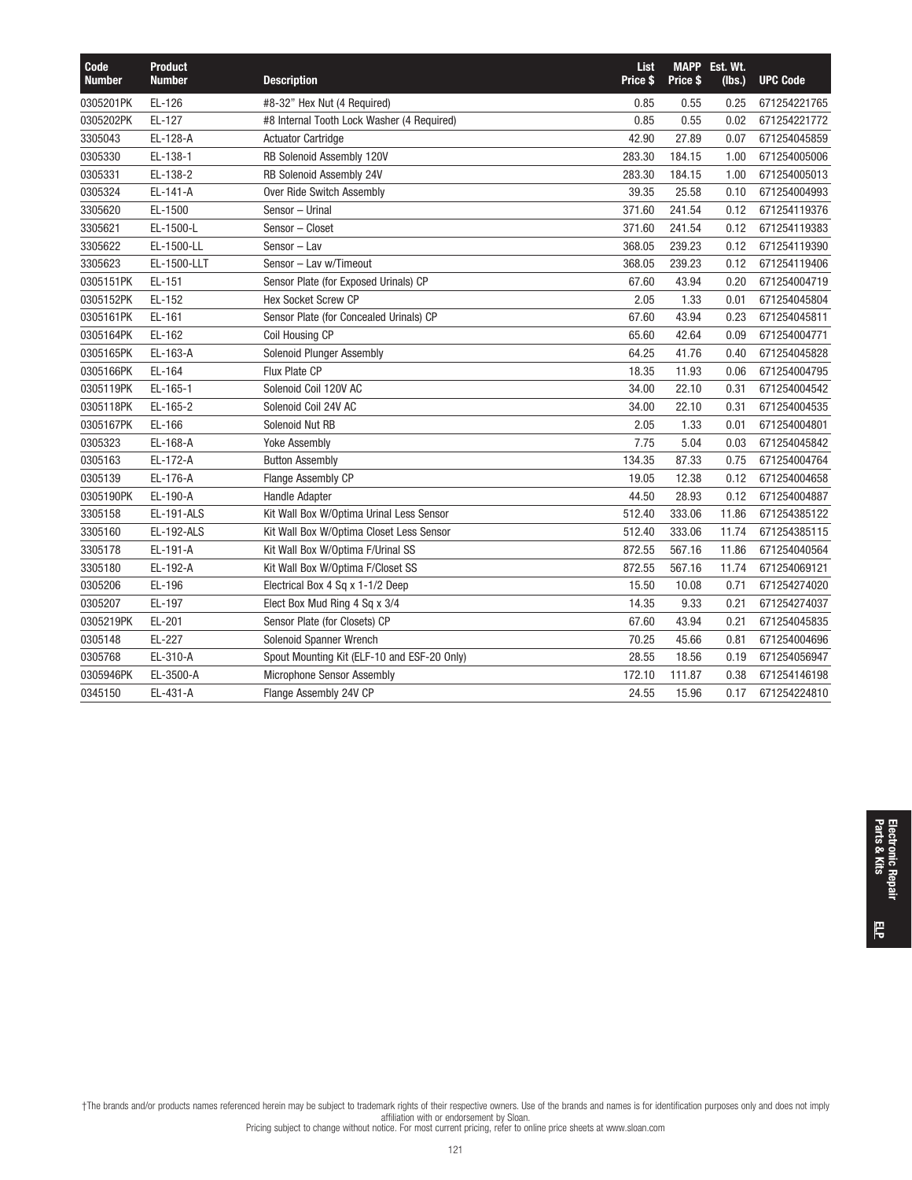| Code Number | Product Number | Description | List Price $ | MAPP Price $ | Est. Wt. (lbs.) | UPC Code |
|---|---|---|---|---|---|---|
| 0305201PK | EL-126 | #8-32" Hex Nut (4 Required) | 0.85 | 0.55 | 0.25 | 671254221765 |
| 0305202PK | EL-127 | #8 Internal Tooth Lock Washer (4 Required) | 0.85 | 0.55 | 0.02 | 671254221772 |
| 3305043 | EL-128-A | Actuator Cartridge | 42.90 | 27.89 | 0.07 | 671254045859 |
| 0305330 | EL-138-1 | RB Solenoid Assembly 120V | 283.30 | 184.15 | 1.00 | 671254005006 |
| 0305331 | EL-138-2 | RB Solenoid Assembly 24V | 283.30 | 184.15 | 1.00 | 671254005013 |
| 0305324 | EL-141-A | Over Ride Switch Assembly | 39.35 | 25.58 | 0.10 | 671254004993 |
| 3305620 | EL-1500 | Sensor – Urinal | 371.60 | 241.54 | 0.12 | 671254119376 |
| 3305621 | EL-1500-L | Sensor – Closet | 371.60 | 241.54 | 0.12 | 671254119383 |
| 3305622 | EL-1500-LL | Sensor – Lav | 368.05 | 239.23 | 0.12 | 671254119390 |
| 3305623 | EL-1500-LLT | Sensor – Lav w/Timeout | 368.05 | 239.23 | 0.12 | 671254119406 |
| 0305151PK | EL-151 | Sensor Plate (for Exposed Urinals) CP | 67.60 | 43.94 | 0.20 | 671254004719 |
| 0305152PK | EL-152 | Hex Socket Screw CP | 2.05 | 1.33 | 0.01 | 671254045804 |
| 0305161PK | EL-161 | Sensor Plate (for Concealed Urinals) CP | 67.60 | 43.94 | 0.23 | 671254045811 |
| 0305164PK | EL-162 | Coil Housing CP | 65.60 | 42.64 | 0.09 | 671254004771 |
| 0305165PK | EL-163-A | Solenoid Plunger Assembly | 64.25 | 41.76 | 0.40 | 671254045828 |
| 0305166PK | EL-164 | Flux Plate CP | 18.35 | 11.93 | 0.06 | 671254004795 |
| 0305119PK | EL-165-1 | Solenoid Coil 120V AC | 34.00 | 22.10 | 0.31 | 671254004542 |
| 0305118PK | EL-165-2 | Solenoid Coil 24V AC | 34.00 | 22.10 | 0.31 | 671254004535 |
| 0305167PK | EL-166 | Solenoid Nut RB | 2.05 | 1.33 | 0.01 | 671254004801 |
| 0305323 | EL-168-A | Yoke Assembly | 7.75 | 5.04 | 0.03 | 671254045842 |
| 0305163 | EL-172-A | Button Assembly | 134.35 | 87.33 | 0.75 | 671254004764 |
| 0305139 | EL-176-A | Flange Assembly CP | 19.05 | 12.38 | 0.12 | 671254004658 |
| 0305190PK | EL-190-A | Handle Adapter | 44.50 | 28.93 | 0.12 | 671254004887 |
| 3305158 | EL-191-ALS | Kit Wall Box W/Optima Urinal Less Sensor | 512.40 | 333.06 | 11.86 | 671254385122 |
| 3305160 | EL-192-ALS | Kit Wall Box W/Optima Closet Less Sensor | 512.40 | 333.06 | 11.74 | 671254385115 |
| 3305178 | EL-191-A | Kit Wall Box W/Optima F/Urinal SS | 872.55 | 567.16 | 11.86 | 671254040564 |
| 3305180 | EL-192-A | Kit Wall Box W/Optima F/Closet SS | 872.55 | 567.16 | 11.74 | 671254069121 |
| 0305206 | EL-196 | Electrical Box 4 Sq x 1-1/2 Deep | 15.50 | 10.08 | 0.71 | 671254274020 |
| 0305207 | EL-197 | Elect Box Mud Ring 4 Sq x 3/4 | 14.35 | 9.33 | 0.21 | 671254274037 |
| 0305219PK | EL-201 | Sensor Plate (for Closets) CP | 67.60 | 43.94 | 0.21 | 671254045835 |
| 0305148 | EL-227 | Solenoid Spanner Wrench | 70.25 | 45.66 | 0.81 | 671254004696 |
| 0305768 | EL-310-A | Spout Mounting Kit (ELF-10 and ESF-20 Only) | 28.55 | 18.56 | 0.19 | 671254056947 |
| 0305946PK | EL-3500-A | Microphone Sensor Assembly | 172.10 | 111.87 | 0.38 | 671254146198 |
| 0345150 | EL-431-A | Flange Assembly 24V CP | 24.55 | 15.96 | 0.17 | 671254224810 |

†The brands and/or products names referenced herein may be subject to trademark rights of their respective owners. Use of the brands and names is for identification purposes only and does not imply affiliation with or endorsement by Sloan.
Pricing subject to change without notice. For most current pricing, refer to online price sheets at www.sloan.com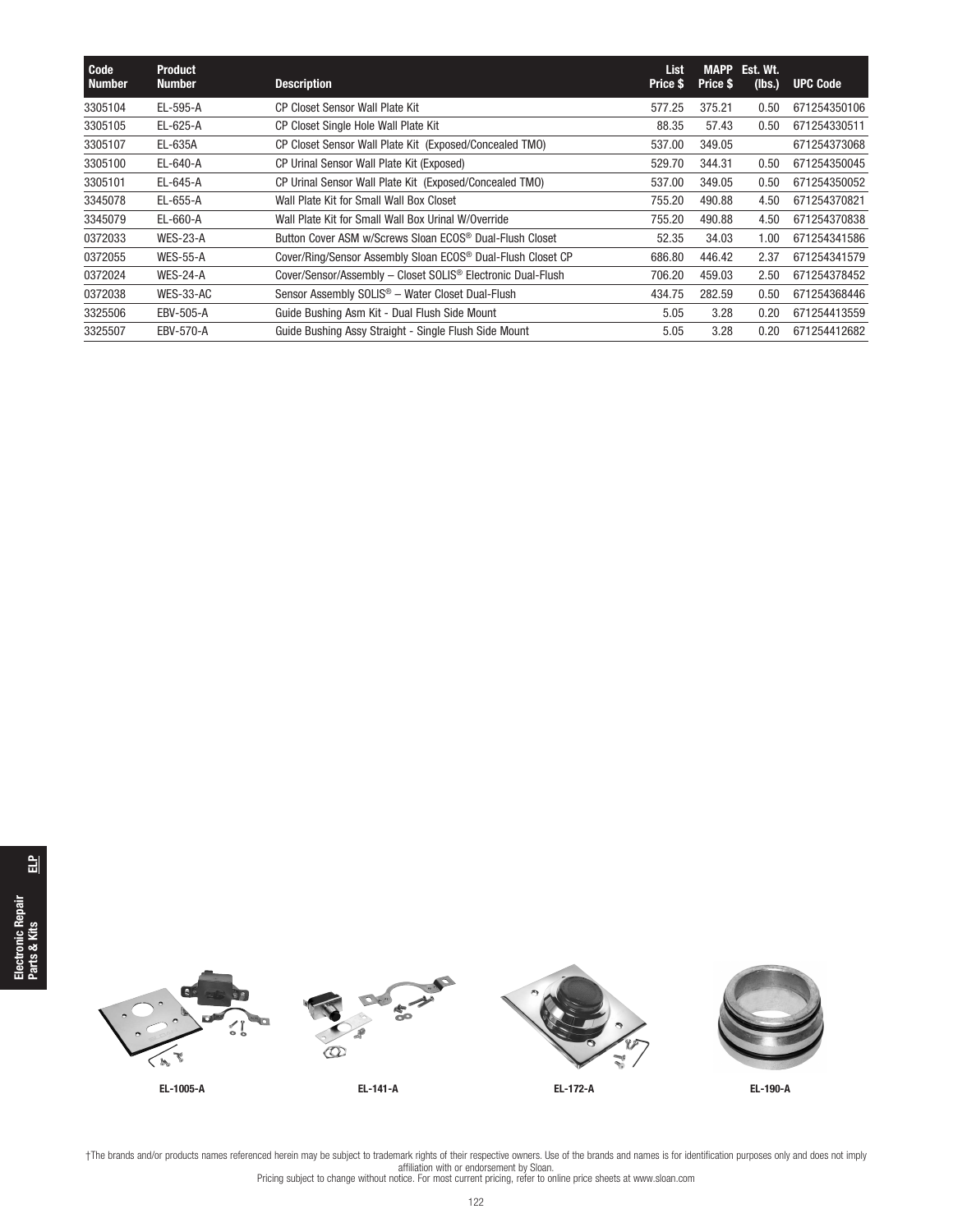| Code Number | Product Number | Description | List Price $ | MAPP Price $ | Est. Wt. (lbs.) | UPC Code |
|---|---|---|---|---|---|---|
| 3305104 | EL-595-A | CP Closet Sensor Wall Plate Kit | 577.25 | 375.21 | 0.50 | 671254350106 |
| 3305105 | EL-625-A | CP Closet Single Hole Wall Plate Kit | 88.35 | 57.43 | 0.50 | 671254330511 |
| 3305107 | EL-635A | CP Closet Sensor Wall Plate Kit (Exposed/Concealed TMO) | 537.00 | 349.05 | | 671254373068 |
| 3305100 | EL-640-A | CP Urinal Sensor Wall Plate Kit (Exposed) | 529.70 | 344.31 | 0.50 | 671254350045 |
| 3305101 | EL-645-A | CP Urinal Sensor Wall Plate Kit (Exposed/Concealed TMO) | 537.00 | 349.05 | 0.50 | 671254350052 |
| 3345078 | EL-655-A | Wall Plate Kit for Small Wall Box Closet | 755.20 | 490.88 | 4.50 | 671254370821 |
| 3345079 | EL-660-A | Wall Plate Kit for Small Wall Box Urinal W/Override | 755.20 | 490.88 | 4.50 | 671254370838 |
| 0372033 | WES-23-A | Button Cover ASM w/Screws Sloan ECOS® Dual-Flush Closet | 52.35 | 34.03 | 1.00 | 671254341586 |
| 0372055 | WES-55-A | Cover/Ring/Sensor Assembly Sloan ECOS® Dual-Flush Closet CP | 686.80 | 446.42 | 2.37 | 671254341579 |
| 0372024 | WES-24-A | Cover/Sensor/Assembly – Closet SOLIS® Electronic Dual-Flush | 706.20 | 459.03 | 2.50 | 671254378452 |
| 0372038 | WES-33-AC | Sensor Assembly SOLIS® – Water Closet Dual-Flush | 434.75 | 282.59 | 0.50 | 671254368446 |
| 3325506 | EBV-505-A | Guide Bushing Asm Kit - Dual Flush Side Mount | 5.05 | 3.28 | 0.20 | 671254413559 |
| 3325507 | EBV-570-A | Guide Bushing Assy Straight - Single Flush Side Mount | 5.05 | 3.28 | 0.20 | 671254412682 |

EL-1005-A

EL-141-A

EL-172-A

EL-190-A

†The brands and/or products names referenced herein may be subject to trademark rights of their respective owners. Use of the brands and names is for identification purposes only and does not imply affiliation with or endorsement by Sloan.
Pricing subject to change without notice. For most current pricing, refer to online price sheets at www.sloan.com